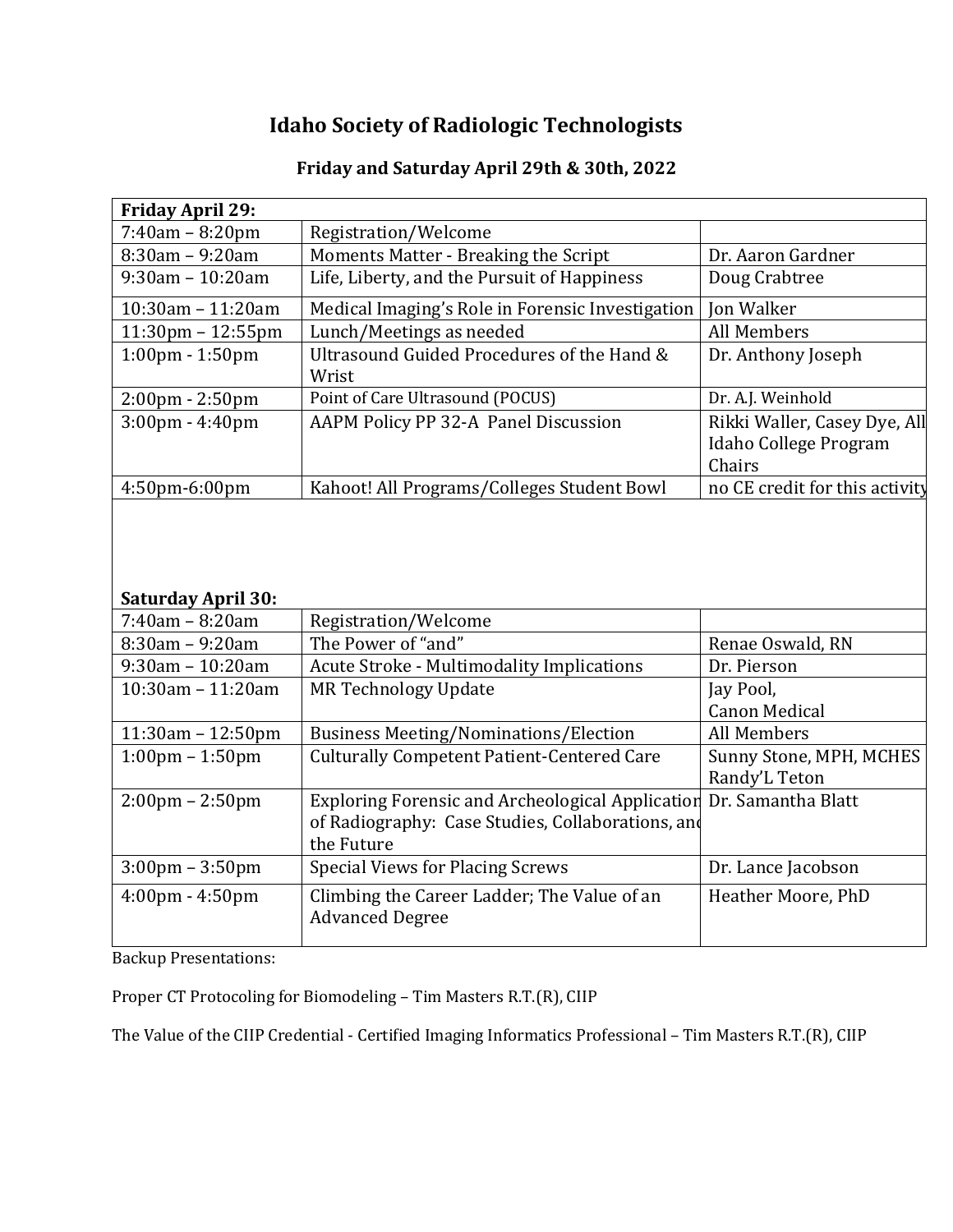# Idaho Society of Radiologic Technologists

## Friday and Saturday April 29th & 30th, 2022

| **Friday April 29:** | | |
|---|---|---|
| 7:40am – 8:20pm | Registration/Welcome | |
| 8:30am – 9:20am | Moments Matter - Breaking the Script | Dr. Aaron Gardner |
| 9:30am – 10:20am | Life, Liberty, and the Pursuit of Happiness | Doug Crabtree |
| 10:30am – 11:20am | Medical Imaging's Role in Forensic Investigation | Jon Walker |
| 11:30pm – 12:55pm | Lunch/Meetings as needed | All Members |
| 1:00pm - 1:50pm | Ultrasound Guided Procedures of the Hand & Wrist | Dr. Anthony Joseph |
| 2:00pm - 2:50pm | Point of Care Ultrasound (POCUS) | Dr. A.J. Weinhold |
| 3:00pm - 4:40pm | AAPM Policy PP 32-A Panel Discussion | Rikki Waller, Casey Dye, All Idaho College Program Chairs |
| 4:50pm-6:00pm | Kahoot! All Programs/Colleges Student Bowl | no CE credit for this activity |
| **Saturday April 30:** | | |
| 7:40am – 8:20am | Registration/Welcome | |
| 8:30am – 9:20am | The Power of "and" | Renae Oswald, RN |
| 9:30am – 10:20am | Acute Stroke - Multimodality Implications | Dr. Pierson |
| 10:30am – 11:20am | MR Technology Update | Jay Pool, Canon Medical |
| 11:30am – 12:50pm | Business Meeting/Nominations/Election | All Members |
| 1:00pm – 1:50pm | Culturally Competent Patient-Centered Care | Sunny Stone, MPH, MCHES Randy'L Teton |
| 2:00pm – 2:50pm | Exploring Forensic and Archeological Application of Radiography: Case Studies, Collaborations, and the Future | Dr. Samantha Blatt |
| 3:00pm – 3:50pm | Special Views for Placing Screws | Dr. Lance Jacobson |
| 4:00pm - 4:50pm | Climbing the Career Ladder; The Value of an Advanced Degree | Heather Moore, PhD |

Backup Presentations:

Proper CT Protocoling for Biomodeling – Tim Masters R.T.(R), CIIP

The Value of the CIIP Credential - Certified Imaging Informatics Professional – Tim Masters R.T.(R), CIIP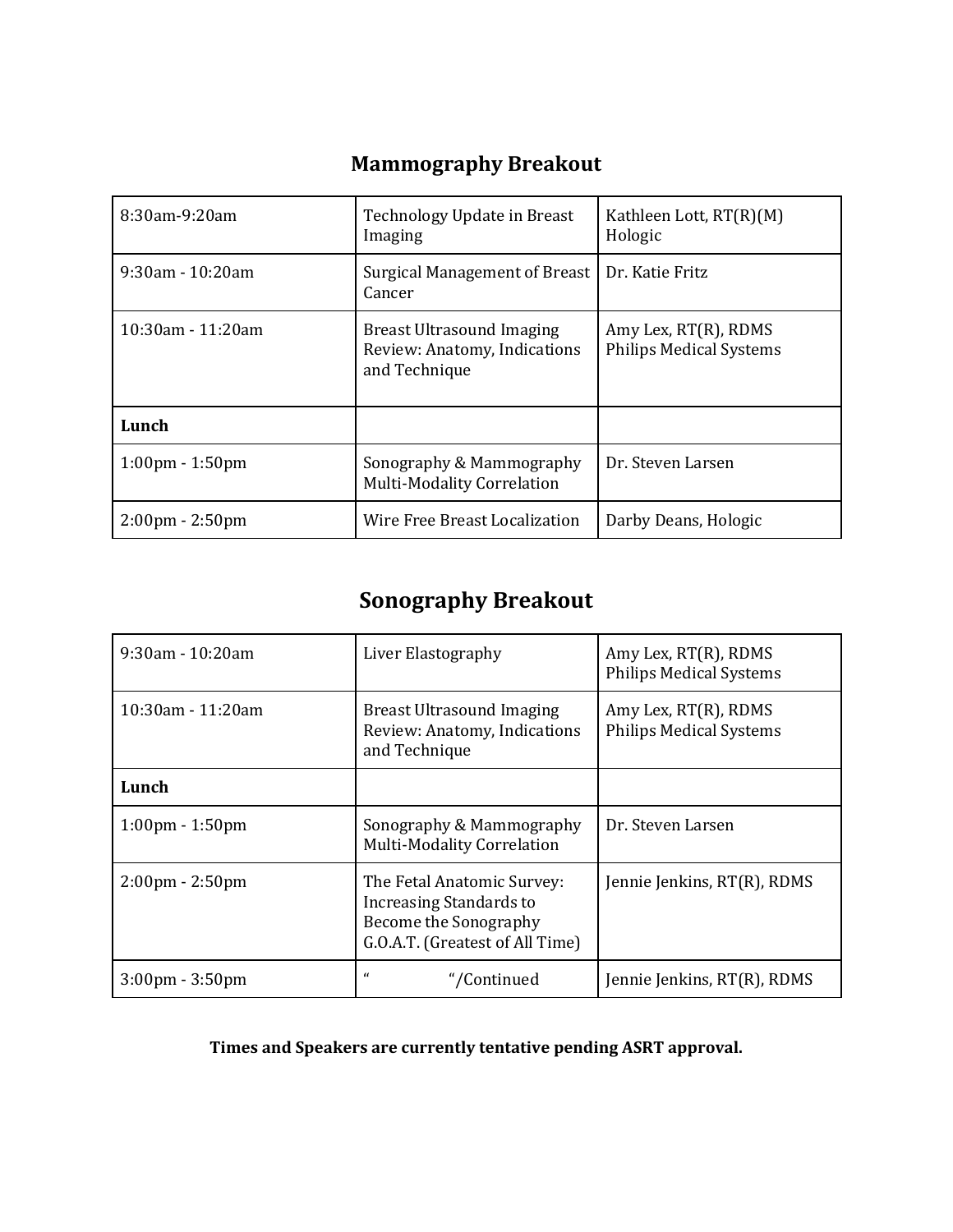## Mammography Breakout

| | | |
|---|---|---|
| 8:30am-9:20am | Technology Update in Breast Imaging | Kathleen Lott, RT(R)(M) Hologic |
| 9:30am - 10:20am | Surgical Management of Breast Cancer | Dr. Katie Fritz |
| 10:30am - 11:20am | Breast Ultrasound Imaging Review: Anatomy, Indications and Technique | Amy Lex, RT(R), RDMS Philips Medical Systems |
| **Lunch** | | |
| 1:00pm - 1:50pm | Sonography & Mammography Multi-Modality Correlation | Dr. Steven Larsen |
| 2:00pm - 2:50pm | Wire Free Breast Localization | Darby Deans, Hologic |

## Sonography Breakout

| | | |
|---|---|---|
| 9:30am - 10:20am | Liver Elastography | Amy Lex, RT(R), RDMS Philips Medical Systems |
| 10:30am - 11:20am | Breast Ultrasound Imaging Review: Anatomy, Indications and Technique | Amy Lex, RT(R), RDMS Philips Medical Systems |
| **Lunch** | | |
| 1:00pm - 1:50pm | Sonography & Mammography Multi-Modality Correlation | Dr. Steven Larsen |
| 2:00pm - 2:50pm | The Fetal Anatomic Survey: Increasing Standards to Become the Sonography G.O.A.T. (Greatest of All Time) | Jennie Jenkins, RT(R), RDMS |
| 3:00pm - 3:50pm | " "/Continued | Jennie Jenkins, RT(R), RDMS |

**Times and Speakers are currently tentative pending ASRT approval.**